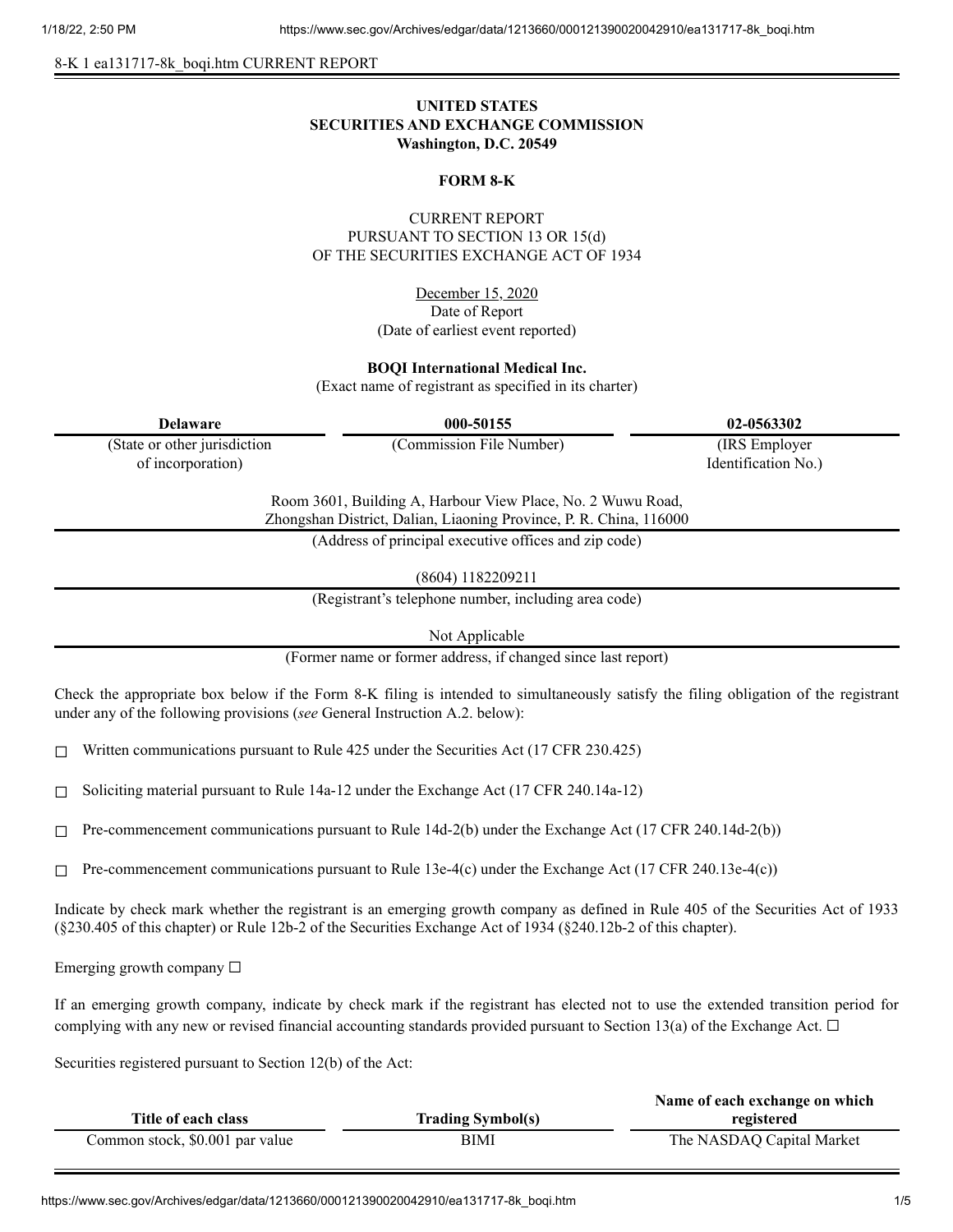8-K 1 ea131717-8k_boqi.htm CURRENT REPORT

# UNITED STATES
# SECURITIES AND EXCHANGE COMMISSION
**Washington, D.C. 20549**

## FORM 8-K

CURRENT REPORT
PURSUANT TO SECTION 13 OR 15(d)
OF THE SECURITIES EXCHANGE ACT OF 1934

December 15, 2020
Date of Report
(Date of earliest event reported)

**BOQI International Medical Inc.**
(Exact name of registrant as specified in its charter)

| Delaware | 000-50155 | 02-0563302 |
|---|---|---|
| (State or other jurisdiction of incorporation) | (Commission File Number) | (IRS Employer Identification No.) |

Room 3601, Building A, Harbour View Place, No. 2 Wuwu Road,
Zhongshan District, Dalian, Liaoning Province, P. R. China, 116000
(Address of principal executive offices and zip code)

(8604) 1182209211
(Registrant's telephone number, including area code)

Not Applicable
(Former name or former address, if changed since last report)

Check the appropriate box below if the Form 8-K filing is intended to simultaneously satisfy the filing obligation of the registrant under any of the following provisions (*see* General Instruction A.2. below):

☐ Written communications pursuant to Rule 425 under the Securities Act (17 CFR 230.425)

☐ Soliciting material pursuant to Rule 14a-12 under the Exchange Act (17 CFR 240.14a-12)

☐ Pre-commencement communications pursuant to Rule 14d-2(b) under the Exchange Act (17 CFR 240.14d-2(b))

☐ Pre-commencement communications pursuant to Rule 13e-4(c) under the Exchange Act (17 CFR 240.13e-4(c))

Indicate by check mark whether the registrant is an emerging growth company as defined in Rule 405 of the Securities Act of 1933 (§230.405 of this chapter) or Rule 12b-2 of the Securities Exchange Act of 1934 (§240.12b-2 of this chapter).

Emerging growth company ☐

If an emerging growth company, indicate by check mark if the registrant has elected not to use the extended transition period for complying with any new or revised financial accounting standards provided pursuant to Section 13(a) of the Exchange Act. ☐

Securities registered pursuant to Section 12(b) of the Act:

| Title of each class | Trading Symbol(s) | Name of each exchange on which registered |
|---|---|---|
| Common stock, $0.001 par value | BIMI | The NASDAQ Capital Market |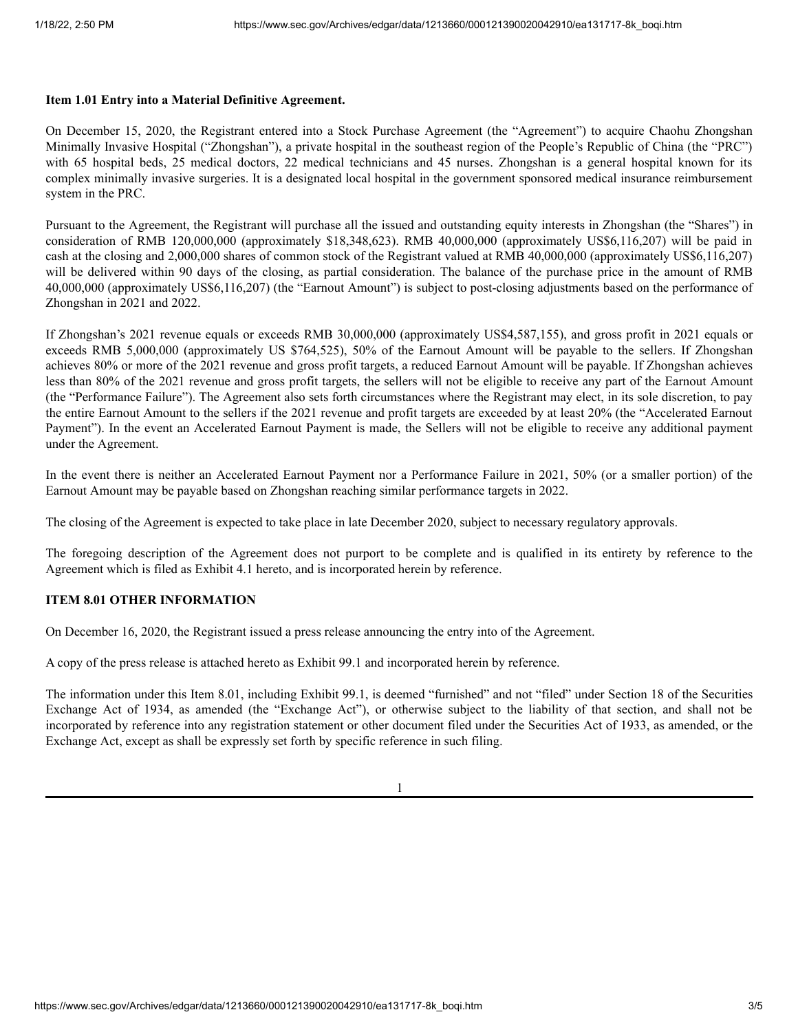**Item 1.01 Entry into a Material Definitive Agreement.**

On December 15, 2020, the Registrant entered into a Stock Purchase Agreement (the "Agreement") to acquire Chaohu Zhongshan Minimally Invasive Hospital ("Zhongshan"), a private hospital in the southeast region of the People's Republic of China (the "PRC") with 65 hospital beds, 25 medical doctors, 22 medical technicians and 45 nurses. Zhongshan is a general hospital known for its complex minimally invasive surgeries. It is a designated local hospital in the government sponsored medical insurance reimbursement system in the PRC.

Pursuant to the Agreement, the Registrant will purchase all the issued and outstanding equity interests in Zhongshan (the "Shares") in consideration of RMB 120,000,000 (approximately $18,348,623). RMB 40,000,000 (approximately US$6,116,207) will be paid in cash at the closing and 2,000,000 shares of common stock of the Registrant valued at RMB 40,000,000 (approximately US$6,116,207) will be delivered within 90 days of the closing, as partial consideration. The balance of the purchase price in the amount of RMB 40,000,000 (approximately US$6,116,207) (the "Earnout Amount") is subject to post-closing adjustments based on the performance of Zhongshan in 2021 and 2022.

If Zhongshan's 2021 revenue equals or exceeds RMB 30,000,000 (approximately US$4,587,155), and gross profit in 2021 equals or exceeds RMB 5,000,000 (approximately US $764,525), 50% of the Earnout Amount will be payable to the sellers. If Zhongshan achieves 80% or more of the 2021 revenue and gross profit targets, a reduced Earnout Amount will be payable. If Zhongshan achieves less than 80% of the 2021 revenue and gross profit targets, the sellers will not be eligible to receive any part of the Earnout Amount (the "Performance Failure"). The Agreement also sets forth circumstances where the Registrant may elect, in its sole discretion, to pay the entire Earnout Amount to the sellers if the 2021 revenue and profit targets are exceeded by at least 20% (the "Accelerated Earnout Payment"). In the event an Accelerated Earnout Payment is made, the Sellers will not be eligible to receive any additional payment under the Agreement.

In the event there is neither an Accelerated Earnout Payment nor a Performance Failure in 2021, 50% (or a smaller portion) of the Earnout Amount may be payable based on Zhongshan reaching similar performance targets in 2022.

The closing of the Agreement is expected to take place in late December 2020, subject to necessary regulatory approvals.

The foregoing description of the Agreement does not purport to be complete and is qualified in its entirety by reference to the Agreement which is filed as Exhibit 4.1 hereto, and is incorporated herein by reference.

**ITEM 8.01 OTHER INFORMATION**

On December 16, 2020, the Registrant issued a press release announcing the entry into of the Agreement.

A copy of the press release is attached hereto as Exhibit 99.1 and incorporated herein by reference.

The information under this Item 8.01, including Exhibit 99.1, is deemed "furnished" and not "filed" under Section 18 of the Securities Exchange Act of 1934, as amended (the "Exchange Act"), or otherwise subject to the liability of that section, and shall not be incorporated by reference into any registration statement or other document filed under the Securities Act of 1933, as amended, or the Exchange Act, except as shall be expressly set forth by specific reference in such filing.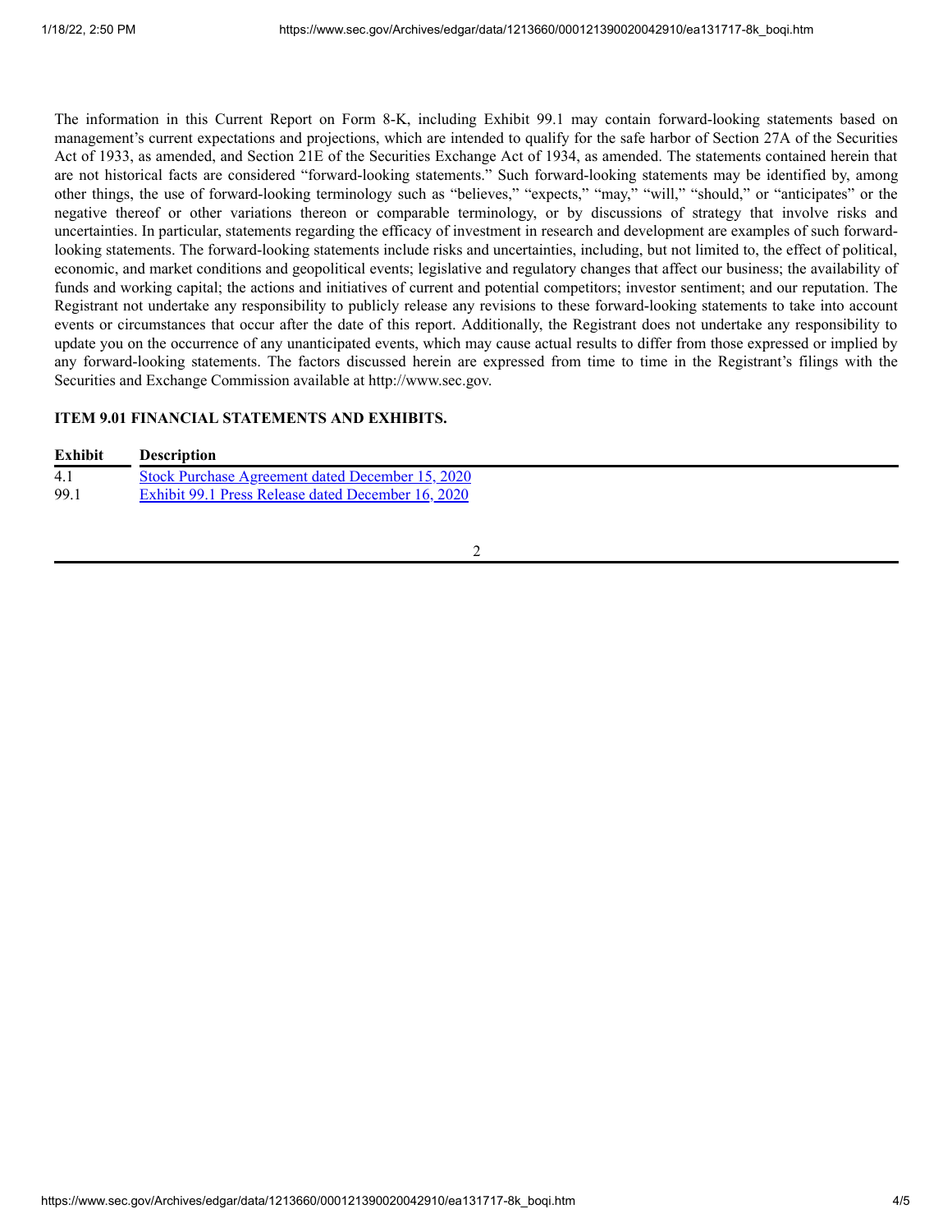The information in this Current Report on Form 8-K, including Exhibit 99.1 may contain forward-looking statements based on management's current expectations and projections, which are intended to qualify for the safe harbor of Section 27A of the Securities Act of 1933, as amended, and Section 21E of the Securities Exchange Act of 1934, as amended. The statements contained herein that are not historical facts are considered "forward-looking statements." Such forward-looking statements may be identified by, among other things, the use of forward-looking terminology such as "believes," "expects," "may," "will," "should," or "anticipates" or the negative thereof or other variations thereon or comparable terminology, or by discussions of strategy that involve risks and uncertainties. In particular, statements regarding the efficacy of investment in research and development are examples of such forward-looking statements. The forward-looking statements include risks and uncertainties, including, but not limited to, the effect of political, economic, and market conditions and geopolitical events; legislative and regulatory changes that affect our business; the availability of funds and working capital; the actions and initiatives of current and potential competitors; investor sentiment; and our reputation. The Registrant not undertake any responsibility to publicly release any revisions to these forward-looking statements to take into account events or circumstances that occur after the date of this report. Additionally, the Registrant does not undertake any responsibility to update you on the occurrence of any unanticipated events, which may cause actual results to differ from those expressed or implied by any forward-looking statements. The factors discussed herein are expressed from time to time in the Registrant's filings with the Securities and Exchange Commission available at http://www.sec.gov.

**ITEM 9.01 FINANCIAL STATEMENTS AND EXHIBITS.**

| Exhibit | Description |
|---|---|
| 4.1 | Stock Purchase Agreement dated December 15, 2020 |
| 99.1 | Exhibit 99.1 Press Release dated December 16, 2020 |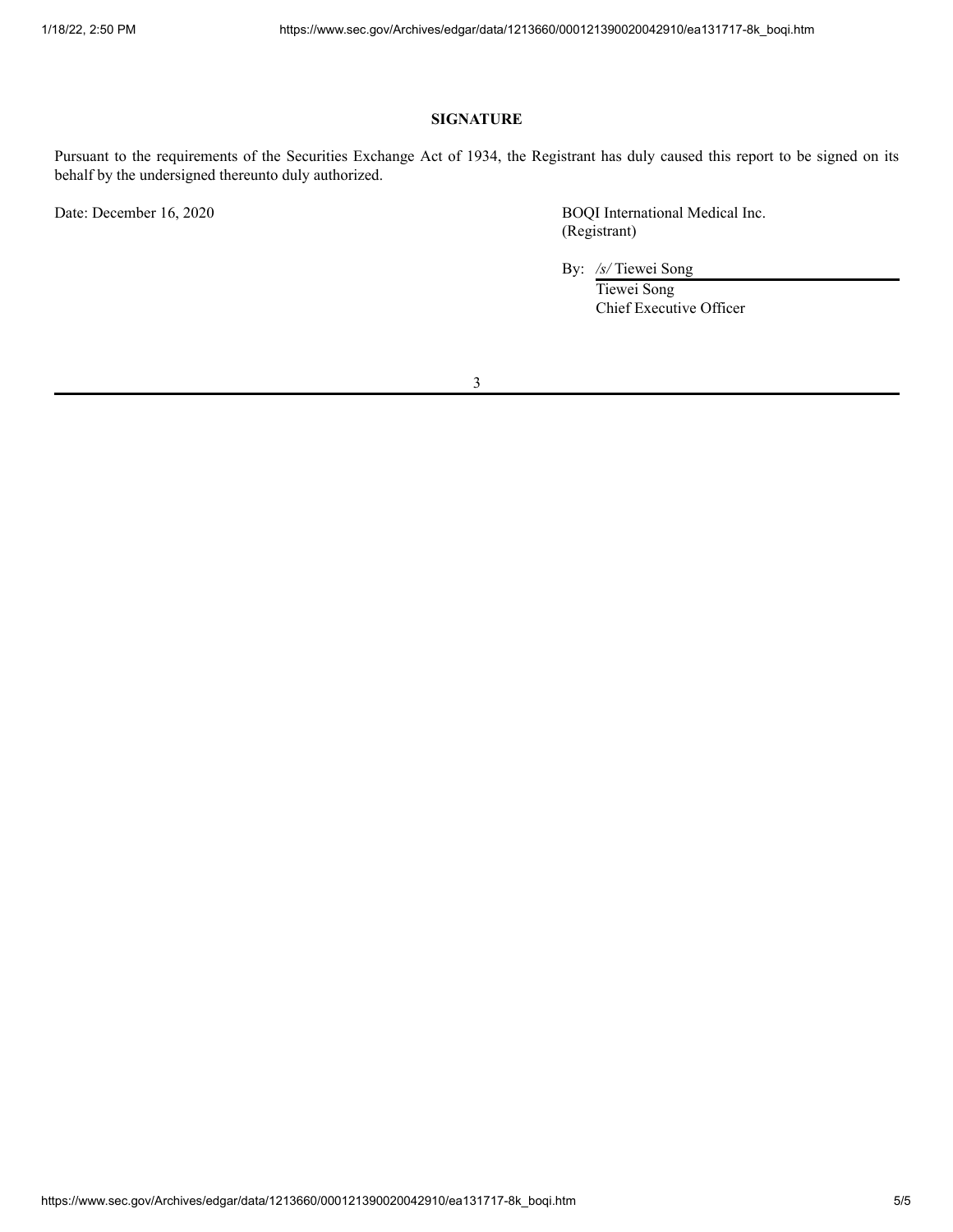## SIGNATURE

Pursuant to the requirements of the Securities Exchange Act of 1934, the Registrant has duly caused this report to be signed on its behalf by the undersigned thereunto duly authorized.

Date: December 16, 2020

BOQI International Medical Inc.
(Registrant)

By: */s/* Tiewei Song
Tiewei Song
Chief Executive Officer